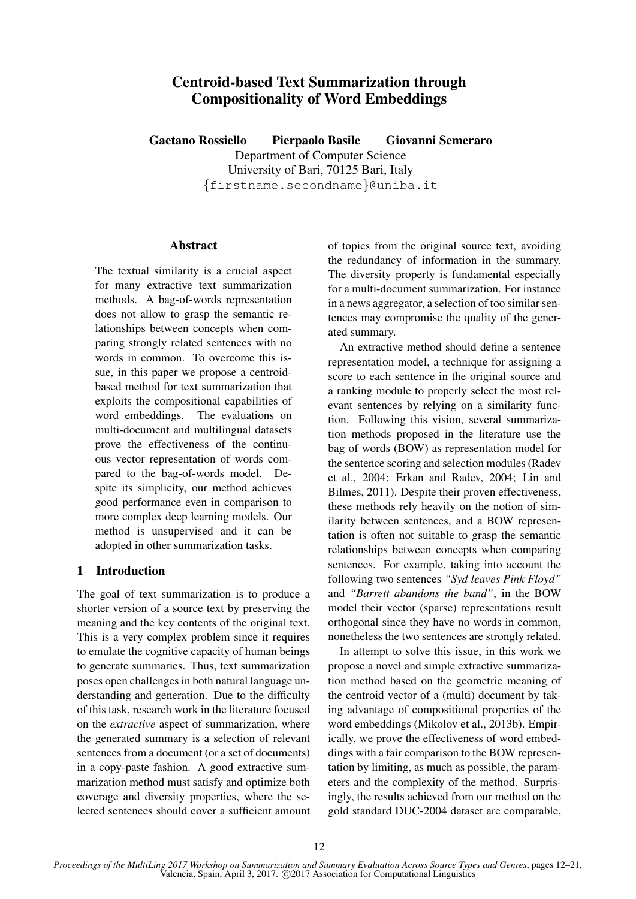# Centroid-based Text Summarization through Compositionality of Word Embeddings

**Gaetano Rossiello    Pierpaolo Basile    Giovanni Semeraro**

Department of Computer Science
University of Bari, 70125 Bari, Italy
{firstname.secondname}@uniba.it

## Abstract

The textual similarity is a crucial aspect for many extractive text summarization methods. A bag-of-words representation does not allow to grasp the semantic relationships between concepts when comparing strongly related sentences with no words in common. To overcome this issue, in this paper we propose a centroid-based method for text summarization that exploits the compositional capabilities of word embeddings. The evaluations on multi-document and multilingual datasets prove the effectiveness of the continuous vector representation of words compared to the bag-of-words model. Despite its simplicity, our method achieves good performance even in comparison to more complex deep learning models. Our method is unsupervised and it can be adopted in other summarization tasks.

## 1 Introduction

The goal of text summarization is to produce a shorter version of a source text by preserving the meaning and the key contents of the original text. This is a very complex problem since it requires to emulate the cognitive capacity of human beings to generate summaries. Thus, text summarization poses open challenges in both natural language understanding and generation. Due to the difficulty of this task, research work in the literature focused on the *extractive* aspect of summarization, where the generated summary is a selection of relevant sentences from a document (or a set of documents) in a copy-paste fashion. A good extractive summarization method must satisfy and optimize both coverage and diversity properties, where the selected sentences should cover a sufficient amount of topics from the original source text, avoiding the redundancy of information in the summary. The diversity property is fundamental especially for a multi-document summarization. For instance in a news aggregator, a selection of too similar sentences may compromise the quality of the generated summary.

An extractive method should define a sentence representation model, a technique for assigning a score to each sentence in the original source and a ranking module to properly select the most relevant sentences by relying on a similarity function. Following this vision, several summarization methods proposed in the literature use the bag of words (BOW) as representation model for the sentence scoring and selection modules (Radev et al., 2004; Erkan and Radev, 2004; Lin and Bilmes, 2011). Despite their proven effectiveness, these methods rely heavily on the notion of similarity between sentences, and a BOW representation is often not suitable to grasp the semantic relationships between concepts when comparing sentences. For example, taking into account the following two sentences *"Syd leaves Pink Floyd"* and *"Barrett abandons the band"*, in the BOW model their vector (sparse) representations result orthogonal since they have no words in common, nonetheless the two sentences are strongly related.

In attempt to solve this issue, in this work we propose a novel and simple extractive summarization method based on the geometric meaning of the centroid vector of a (multi) document by taking advantage of compositional properties of the word embeddings (Mikolov et al., 2013b). Empirically, we prove the effectiveness of word embeddings with a fair comparison to the BOW representation by limiting, as much as possible, the parameters and the complexity of the method. Surprisingly, the results achieved from our method on the gold standard DUC-2004 dataset are comparable,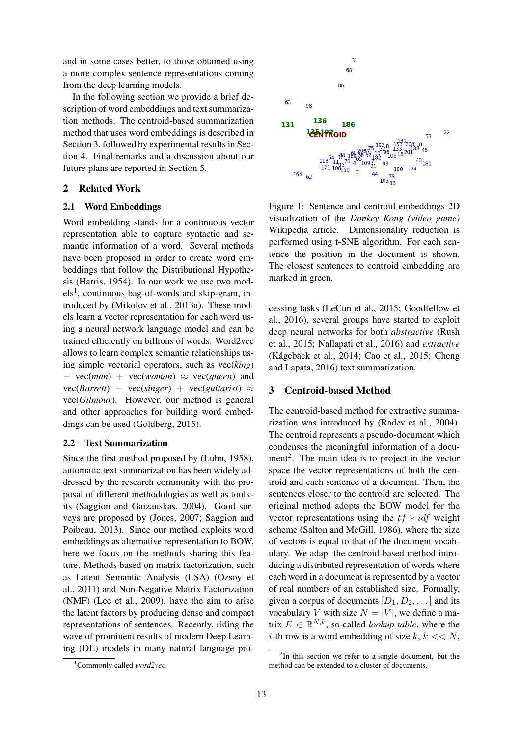and in some cases better, to those obtained using a more complex sentence representations coming from the deep learning models.

In the following section we provide a brief description of word embeddings and text summarization methods. The centroid-based summarization method that uses word embeddings is described in Section 3, followed by experimental results in Section 4. Final remarks and a discussion about our future plans are reported in Section 5.

## 2 Related Work

### 2.1 Word Embeddings

Word embedding stands for a continuous vector representation able to capture syntactic and semantic information of a word. Several methods have been proposed in order to create word embeddings that follow the Distributional Hypothesis (Harris, 1954). In our work we use two models[1], continuous bag-of-words and skip-gram, introduced by (Mikolov et al., 2013a). These models learn a vector representation for each word using a neural network language model and can be trained efficiently on billions of words. Word2vec allows to learn complex semantic relationships using simple vectorial operators, such as vec(*king*) − vec(*man*) + vec(*woman*) ≈ vec(*queen*) and vec(*Barrett*) − vec(*singer*) + vec(*guitarist*) ≈ vec(*Gilmour*). However, our method is general and other approaches for building word embeddings can be used (Goldberg, 2015).

### 2.2 Text Summarization

Since the first method proposed by (Luhn, 1958), automatic text summarization has been widely addressed by the research community with the proposal of different methodologies as well as toolkits (Saggion and Gaizauskas, 2004). Good surveys are proposed by (Jones, 2007; Saggion and Poibeau, 2013). Since our method exploits word embeddings as alternative representation to BOW, here we focus on the methods sharing this feature. Methods based on matrix factorization, such as Latent Semantic Analysis (LSA) (Ozsoy et al., 2011) and Non-Negative Matrix Factorization (NMF) (Lee et al., 2009), have the aim to arise the latent factors by producing dense and compact representations of sentences. Recently, riding the wave of prominent results of modern Deep Learning (DL) models in many natural language processing tasks (LeCun et al., 2015; Goodfellow et al., 2016), several groups have started to exploit deep neural networks for both *abstractive* (Rush et al., 2015; Nallapati et al., 2016) and *extractive* (Kågebäck et al., 2014; Cao et al., 2015; Cheng and Lapata, 2016) text summarization.

[1] Commonly called *word2vec*.

Figure 1: Sentence and centroid embeddings 2D visualization of the *Donkey Kong (video game)* Wikipedia article. Dimensionality reduction is performed using t-SNE algorithm. For each sentence the position in the document is shown. The closest sentences to centroid embedding are marked in green.

## 3 Centroid-based Method

The centroid-based method for extractive summarization was introduced by (Radev et al., 2004). The centroid represents a pseudo-document which condenses the meaningful information of a document[2]. The main idea is to project in the vector space the vector representations of both the centroid and each sentence of a document. Then, the sentences closer to the centroid are selected. The original method adopts the BOW model for the vector representations using the $tf * idf$ weight scheme (Salton and McGill, 1986), where the size of vectors is equal to that of the document vocabulary. We adapt the centroid-based method introducing a distributed representation of words where each word in a document is represented by a vector of real numbers of an established size. Formally, given a corpus of documents $[D_1, D_2, \ldots]$ and its vocabulary $V$ with size $N = |V|$, we define a matrix $E \in \mathbb{R}^{N,k}$, so-called *lookup table*, where the $i$-th row is a word embedding of size $k$, $k << N$,

[2] In this section we refer to a single document, but the method can be extended to a cluster of documents.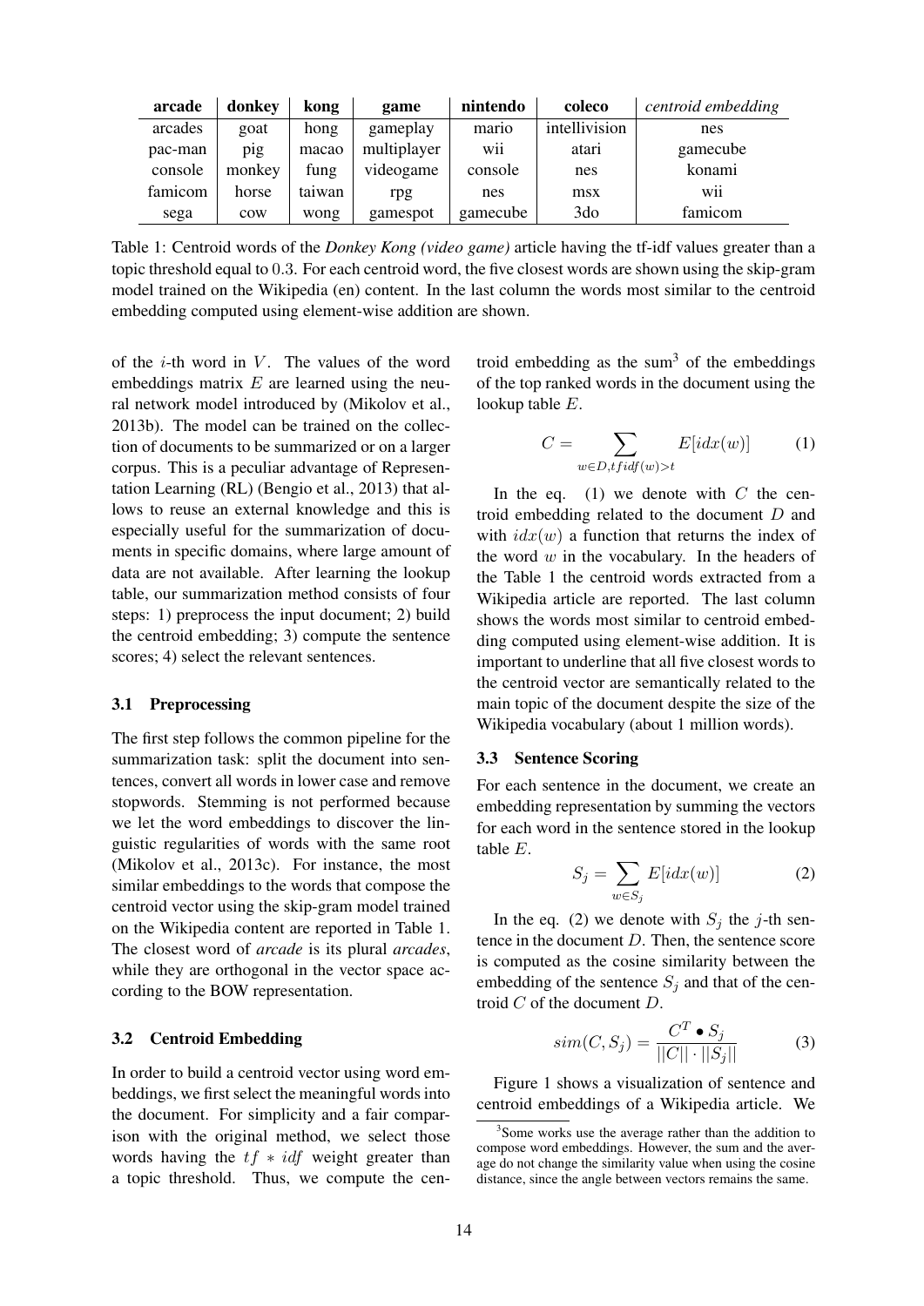| **arcade** | **donkey** | **kong** | **game** | **nintendo** | **coleco** | *centroid embedding* |
|---|---|---|---|---|---|---|
| arcades | goat | hong | gameplay | mario | intellivision | nes |
| pac-man | pig | macao | multiplayer | wii | atari | gamecube |
| console | monkey | fung | videogame | console | nes | konami |
| famicom | horse | taiwan | rpg | nes | msx | wii |
| sega | cow | wong | gamespot | gamecube | 3do | famicom |

Table 1: Centroid words of the *Donkey Kong (video game)* article having the tf-idf values greater than a topic threshold equal to 0.3. For each centroid word, the five closest words are shown using the skip-gram model trained on the Wikipedia (en) content. In the last column the words most similar to the centroid embedding computed using element-wise addition are shown.

of the $i$-th word in $V$. The values of the word embeddings matrix $E$ are learned using the neural network model introduced by (Mikolov et al., 2013b). The model can be trained on the collection of documents to be summarized or on a larger corpus. This is a peculiar advantage of Representation Learning (RL) (Bengio et al., 2013) that allows to reuse an external knowledge and this is especially useful for the summarization of documents in specific domains, where large amount of data are not available. After learning the lookup table, our summarization method consists of four steps: 1) preprocess the input document; 2) build the centroid embedding; 3) compute the sentence scores; 4) select the relevant sentences.

### 3.1 Preprocessing

The first step follows the common pipeline for the summarization task: split the document into sentences, convert all words in lower case and remove stopwords. Stemming is not performed because we let the word embeddings to discover the linguistic regularities of words with the same root (Mikolov et al., 2013c). For instance, the most similar embeddings to the words that compose the centroid vector using the skip-gram model trained on the Wikipedia content are reported in Table 1. The closest word of *arcade* is its plural *arcades*, while they are orthogonal in the vector space according to the BOW representation.

### 3.2 Centroid Embedding

In order to build a centroid vector using word embeddings, we first select the meaningful words into the document. For simplicity and a fair comparison with the original method, we select those words having the $tf * idf$ weight greater than a topic threshold. Thus, we compute the centroid embedding as the sum[3] of the embeddings of the top ranked words in the document using the lookup table $E$.

$$C = \sum_{w \in D, tfidf(w) > t} E[idx(w)] \tag{1}$$

In the eq. (1) we denote with $C$ the centroid embedding related to the document $D$ and with $idx(w)$ a function that returns the index of the word $w$ in the vocabulary. In the headers of the Table 1 the centroid words extracted from a Wikipedia article are reported. The last column shows the words most similar to centroid embedding computed using element-wise addition. It is important to underline that all five closest words to the centroid vector are semantically related to the main topic of the document despite the size of the Wikipedia vocabulary (about 1 million words).

### 3.3 Sentence Scoring

For each sentence in the document, we create an embedding representation by summing the vectors for each word in the sentence stored in the lookup table $E$.

$$S_j = \sum_{w \in S_j} E[idx(w)] \tag{2}$$

In the eq. (2) we denote with $S_j$ the $j$-th sentence in the document $D$. Then, the sentence score is computed as the cosine similarity between the embedding of the sentence $S_j$ and that of the centroid $C$ of the document $D$.

$$sim(C, S_j) = \frac{C^T \bullet S_j}{||C|| \cdot ||S_j||} \tag{3}$$

Figure 1 shows a visualization of sentence and centroid embeddings of a Wikipedia article. We

[3] Some works use the average rather than the addition to compose word embeddings. However, the sum and the average do not change the similarity value when using the cosine distance, since the angle between vectors remains the same.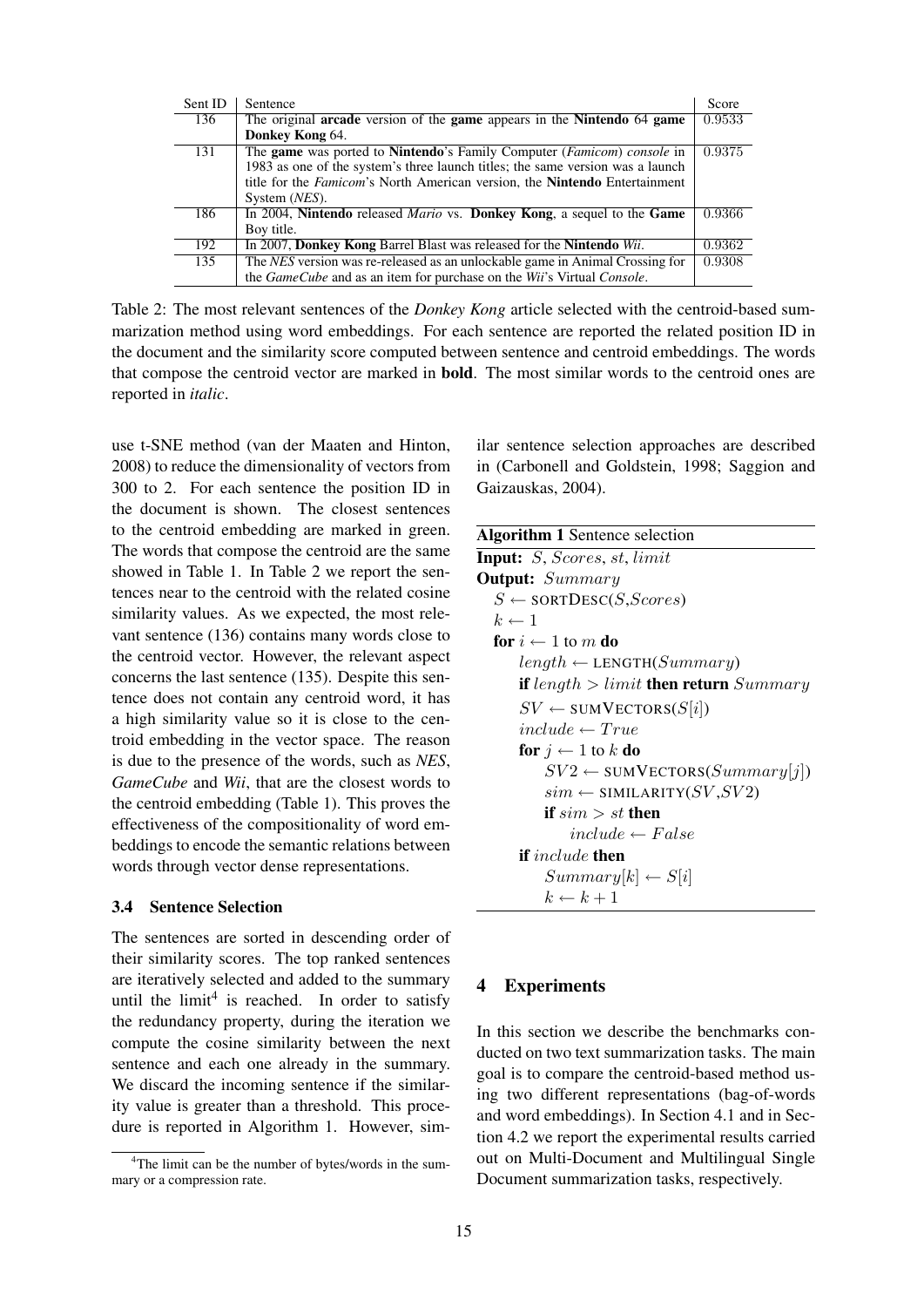| Sent ID | Sentence | Score |
|---|---|---|
| 136 | The original **arcade** version of the **game** appears in the **Nintendo** 64 **game** **Donkey Kong** 64. | 0.9533 |
| 131 | The **game** was ported to **Nintendo**'s Family Computer (*Famicom*) *console* in 1983 as one of the system's three launch titles; the same version was a launch title for the *Famicom*'s North American version, the **Nintendo** Entertainment System (*NES*). | 0.9375 |
| 186 | In 2004, **Nintendo** released *Mario* vs. **Donkey Kong**, a sequel to the **Game** Boy title. | 0.9366 |
| 192 | In 2007, **Donkey Kong** Barrel Blast was released for the **Nintendo** *Wii*. | 0.9362 |
| 135 | The *NES* version was re-released as an unlockable game in Animal Crossing for the *GameCube* and as an item for purchase on the *Wii*'s Virtual *Console*. | 0.9308 |

Table 2: The most relevant sentences of the *Donkey Kong* article selected with the centroid-based summarization method using word embeddings. For each sentence are reported the related position ID in the document and the similarity score computed between sentence and centroid embeddings. The words that compose the centroid vector are marked in **bold**. The most similar words to the centroid ones are reported in *italic*.

use t-SNE method (van der Maaten and Hinton, 2008) to reduce the dimensionality of vectors from 300 to 2. For each sentence the position ID in the document is shown. The closest sentences to the centroid embedding are marked in green. The words that compose the centroid are the same showed in Table 1. In Table 2 we report the sentences near to the centroid with the related cosine similarity values. As we expected, the most relevant sentence (136) contains many words close to the centroid vector. However, the relevant aspect concerns the last sentence (135). Despite this sentence does not contain any centroid word, it has a high similarity value so it is close to the centroid embedding in the vector space. The reason is due to the presence of the words, such as *NES*, *GameCube* and *Wii*, that are the closest words to the centroid embedding (Table 1). This proves the effectiveness of the compositionality of word embeddings to encode the semantic relations between words through vector dense representations.

### 3.4 Sentence Selection

The sentences are sorted in descending order of their similarity scores. The top ranked sentences are iteratively selected and added to the summary until the limit[4] is reached. In order to satisfy the redundancy property, during the iteration we compute the cosine similarity between the next sentence and each one already in the summary. We discard the incoming sentence if the similarity value is greater than a threshold. This procedure is reported in Algorithm 1. However, similar sentence selection approaches are described in (Carbonell and Goldstein, 1998; Saggion and Gaizauskas, 2004).

**Algorithm 1** Sentence selection

```
Input: S, Scores, st, limit
Output: Summary
  S ← SORTDESC(S, Scores)
  k ← 1
  for i ← 1 to m do
      length ← LENGTH(Summary)
      if length > limit then return Summary
      SV ← SUMVECTORS(S[i])
      include ← True
      for j ← 1 to k do
          SV2 ← SUMVECTORS(Summary[j])
          sim ← SIMILARITY(SV, SV2)
          if sim > st then
              include ← False
      if include then
          Summary[k] ← S[i]
          k ← k + 1
```

## 4 Experiments

In this section we describe the benchmarks conducted on two text summarization tasks. The main goal is to compare the centroid-based method using two different representations (bag-of-words and word embeddings). In Section 4.1 and in Section 4.2 we report the experimental results carried out on Multi-Document and Multilingual Single Document summarization tasks, respectively.

[4] The limit can be the number of bytes/words in the summary or a compression rate.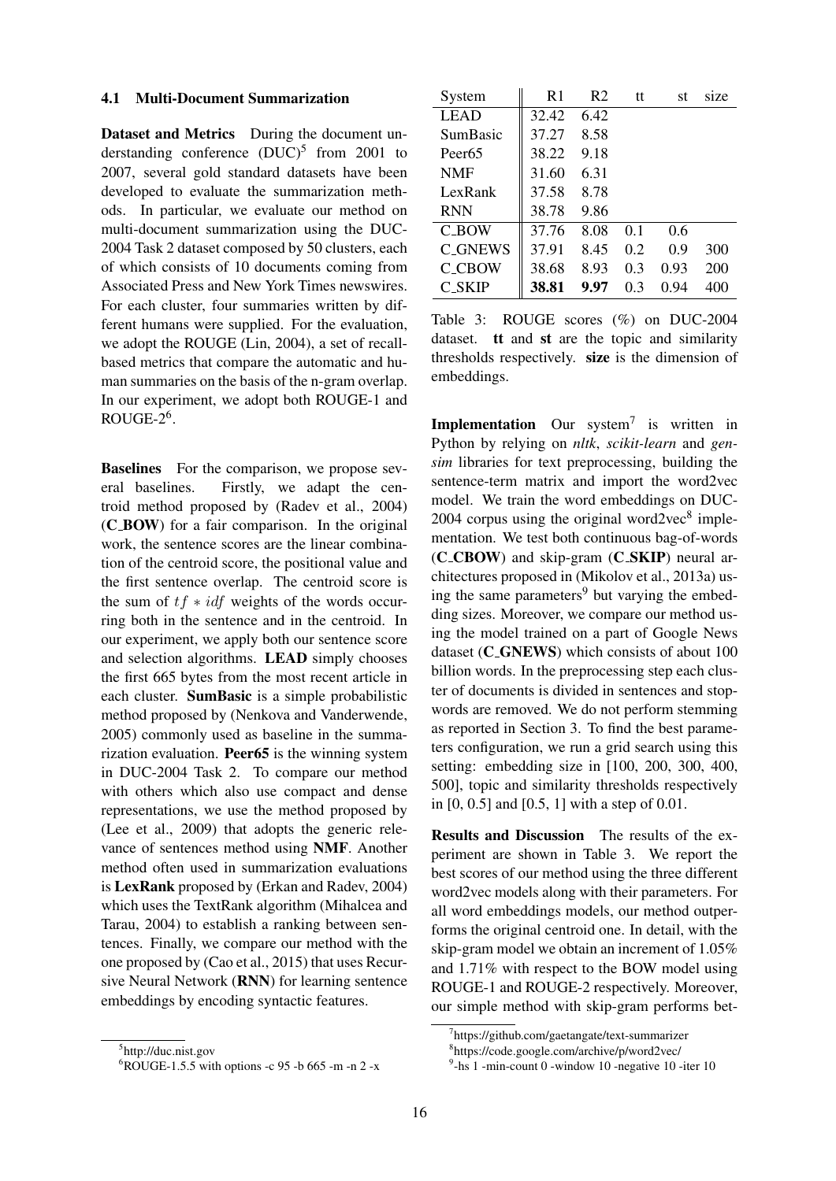### 4.1 Multi-Document Summarization

**Dataset and Metrics** During the document understanding conference (DUC)[5] from 2001 to 2007, several gold standard datasets have been developed to evaluate the summarization methods. In particular, we evaluate our method on multi-document summarization using the DUC-2004 Task 2 dataset composed by 50 clusters, each of which consists of 10 documents coming from Associated Press and New York Times newswires. For each cluster, four summaries written by different humans were supplied. For the evaluation, we adopt the ROUGE (Lin, 2004), a set of recall-based metrics that compare the automatic and human summaries on the basis of the n-gram overlap. In our experiment, we adopt both ROUGE-1 and ROUGE-2[6].

**Baselines** For the comparison, we propose several baselines. Firstly, we adapt the centroid method proposed by (Radev et al., 2004) (**C_BOW**) for a fair comparison. In the original work, the sentence scores are the linear combination of the centroid score, the positional value and the first sentence overlap. The centroid score is the sum of $tf * idf$ weights of the words occurring both in the sentence and in the centroid. In our experiment, we apply both our sentence score and selection algorithms. **LEAD** simply chooses the first 665 bytes from the most recent article in each cluster. **SumBasic** is a simple probabilistic method proposed by (Nenkova and Vanderwende, 2005) commonly used as baseline in the summarization evaluation. **Peer65** is the winning system in DUC-2004 Task 2. To compare our method with others which also use compact and dense representations, we use the method proposed by (Lee et al., 2009) that adopts the generic relevance of sentences method using **NMF**. Another method often used in summarization evaluations is **LexRank** proposed by (Erkan and Radev, 2004) which uses the TextRank algorithm (Mihalcea and Tarau, 2004) to establish a ranking between sentences. Finally, we compare our method with the one proposed by (Cao et al., 2015) that uses Recursive Neural Network (**RNN**) for learning sentence embeddings by encoding syntactic features.

| System | R1 | R2 | tt | st | size |
|---|---|---|---|---|---|
| LEAD | 32.42 | 6.42 | | | |
| SumBasic | 37.27 | 8.58 | | | |
| Peer65 | 38.22 | 9.18 | | | |
| NMF | 31.60 | 6.31 | | | |
| LexRank | 37.58 | 8.78 | | | |
| RNN | 38.78 | 9.86 | | | |
| C_BOW | 37.76 | 8.08 | 0.1 | 0.6 | |
| C_GNEWS | 37.91 | 8.45 | 0.2 | 0.9 | 300 |
| C_CBOW | 38.68 | 8.93 | 0.3 | 0.93 | 200 |
| C_SKIP | **38.81** | **9.97** | 0.3 | 0.94 | 400 |

Table 3: ROUGE scores (%) on DUC-2004 dataset. **tt** and **st** are the topic and similarity thresholds respectively. **size** is the dimension of embeddings.

**Implementation** Our system[7] is written in Python by relying on *nltk*, *scikit-learn* and *gensim* libraries for text preprocessing, building the sentence-term matrix and import the word2vec model. We train the word embeddings on DUC-2004 corpus using the original word2vec[8] implementation. We test both continuous bag-of-words (**C_CBOW**) and skip-gram (**C_SKIP**) neural architectures proposed in (Mikolov et al., 2013a) using the same parameters[9] but varying the embedding sizes. Moreover, we compare our method using the model trained on a part of Google News dataset (**C_GNEWS**) which consists of about 100 billion words. In the preprocessing step each cluster of documents is divided in sentences and stopwords are removed. We do not perform stemming as reported in Section 3. To find the best parameters configuration, we run a grid search using this setting: embedding size in [100, 200, 300, 400, 500], topic and similarity thresholds respectively in [0, 0.5] and [0.5, 1] with a step of 0.01.

**Results and Discussion** The results of the experiment are shown in Table 3. We report the best scores of our method using the three different word2vec models along with their parameters. For all word embeddings models, our method outperforms the original centroid one. In detail, with the skip-gram model we obtain an increment of 1.05% and 1.71% with respect to the BOW model using ROUGE-1 and ROUGE-2 respectively. Moreover, our simple method with skip-gram performs bet-

---

[5] http://duc.nist.gov

[6] ROUGE-1.5.5 with options -c 95 -b 665 -m -n 2 -x

[7] https://github.com/gaetangate/text-summarizer

[8] https://code.google.com/archive/p/word2vec/

[9] -hs 1 -min-count 0 -window 10 -negative 10 -iter 10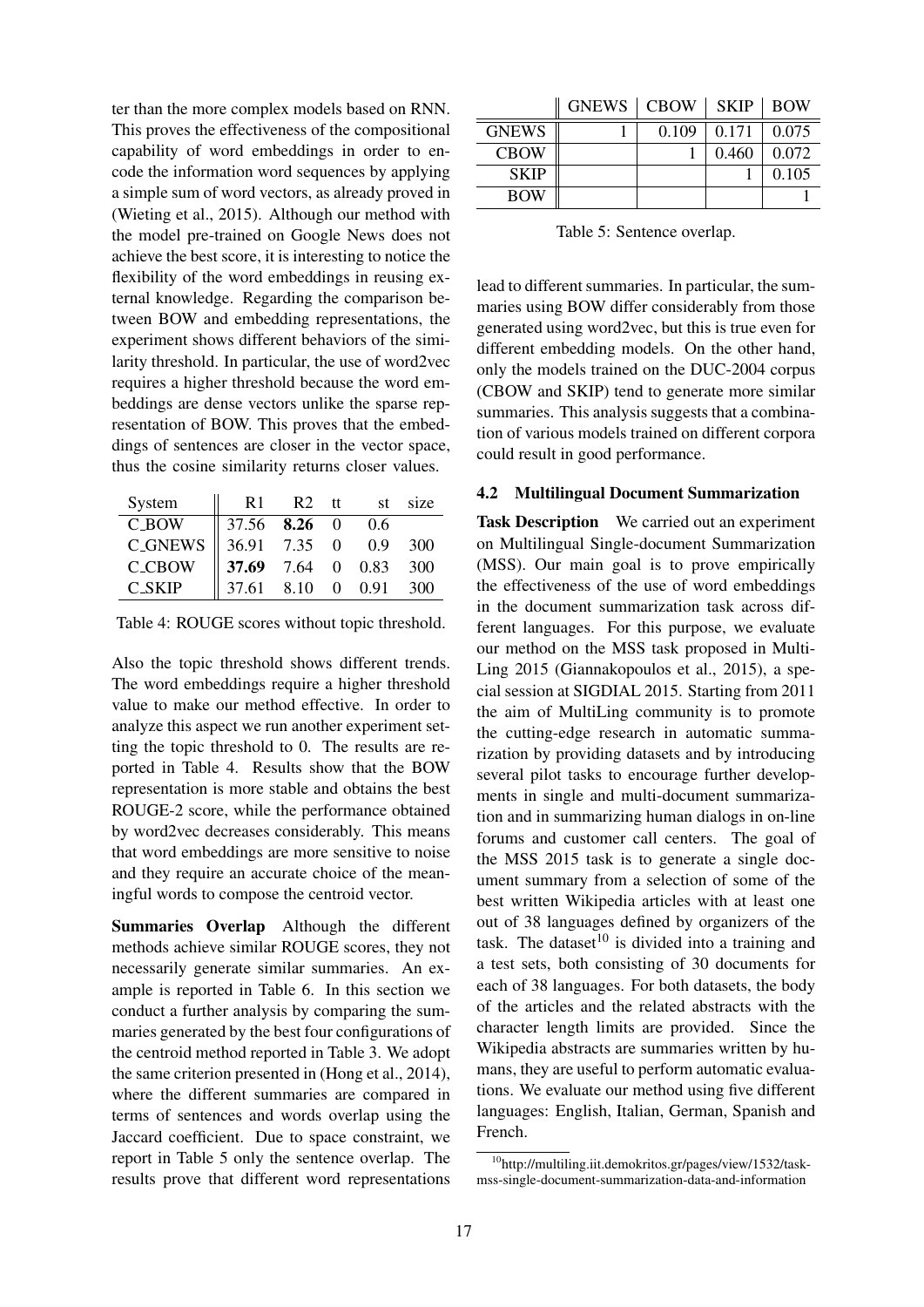ter than the more complex models based on RNN. This proves the effectiveness of the compositional capability of word embeddings in order to encode the information word sequences by applying a simple sum of word vectors, as already proved in (Wieting et al., 2015). Although our method with the model pre-trained on Google News does not achieve the best score, it is interesting to notice the flexibility of the word embeddings in reusing external knowledge. Regarding the comparison between BOW and embedding representations, the experiment shows different behaviors of the similarity threshold. In particular, the use of word2vec requires a higher threshold because the word embeddings are dense vectors unlike the sparse representation of BOW. This proves that the embeddings of sentences are closer in the vector space, thus the cosine similarity returns closer values.

| System | R1 | R2 | tt | st | size |
|---|---|---|---|---|---|
| C_BOW | 37.56 | **8.26** | 0 | 0.6 | |
| C_GNEWS | 36.91 | 7.35 | 0 | 0.9 | 300 |
| C_CBOW | **37.69** | 7.64 | 0 | 0.83 | 300 |
| C_SKIP | 37.61 | 8.10 | 0 | 0.91 | 300 |

Table 4: ROUGE scores without topic threshold.

Also the topic threshold shows different trends. The word embeddings require a higher threshold value to make our method effective. In order to analyze this aspect we run another experiment setting the topic threshold to 0. The results are reported in Table 4. Results show that the BOW representation is more stable and obtains the best ROUGE-2 score, while the performance obtained by word2vec decreases considerably. This means that word embeddings are more sensitive to noise and they require an accurate choice of the meaningful words to compose the centroid vector.

**Summaries Overlap** Although the different methods achieve similar ROUGE scores, they not necessarily generate similar summaries. An example is reported in Table 6. In this section we conduct a further analysis by comparing the summaries generated by the best four configurations of the centroid method reported in Table 3. We adopt the same criterion presented in (Hong et al., 2014), where the different summaries are compared in terms of sentences and words overlap using the Jaccard coefficient. Due to space constraint, we report in Table 5 only the sentence overlap. The results prove that different word representations lead to different summaries. In particular, the summaries using BOW differ considerably from those generated using word2vec, but this is true even for different embedding models. On the other hand, only the models trained on the DUC-2004 corpus (CBOW and SKIP) tend to generate more similar summaries. This analysis suggests that a combination of various models trained on different corpora could result in good performance.

| | GNEWS | CBOW | SKIP | BOW |
|---|---|---|---|---|
| GNEWS | 1 | 0.109 | 0.171 | 0.075 |
| CBOW | | 1 | 0.460 | 0.072 |
| SKIP | | | 1 | 0.105 |
| BOW | | | | 1 |

Table 5: Sentence overlap.

### 4.2 Multilingual Document Summarization

**Task Description** We carried out an experiment on Multilingual Single-document Summarization (MSS). Our main goal is to prove empirically the effectiveness of the use of word embeddings in the document summarization task across different languages. For this purpose, we evaluate our method on the MSS task proposed in MultiLing 2015 (Giannakopoulos et al., 2015), a special session at SIGDIAL 2015. Starting from 2011 the aim of MultiLing community is to promote the cutting-edge research in automatic summarization by providing datasets and by introducing several pilot tasks to encourage further developments in single and multi-document summarization and in summarizing human dialogs in on-line forums and customer call centers. The goal of the MSS 2015 task is to generate a single document summary from a selection of some of the best written Wikipedia articles with at least one out of 38 languages defined by organizers of the task. The dataset[10] is divided into a training and a test sets, both consisting of 30 documents for each of 38 languages. For both datasets, the body of the articles and the related abstracts with the character length limits are provided. Since the Wikipedia abstracts are summaries written by humans, they are useful to perform automatic evaluations. We evaluate our method using five different languages: English, Italian, German, Spanish and French.

[10]http://multiling.iit.demokritos.gr/pages/view/1532/task-mss-single-document-summarization-data-and-information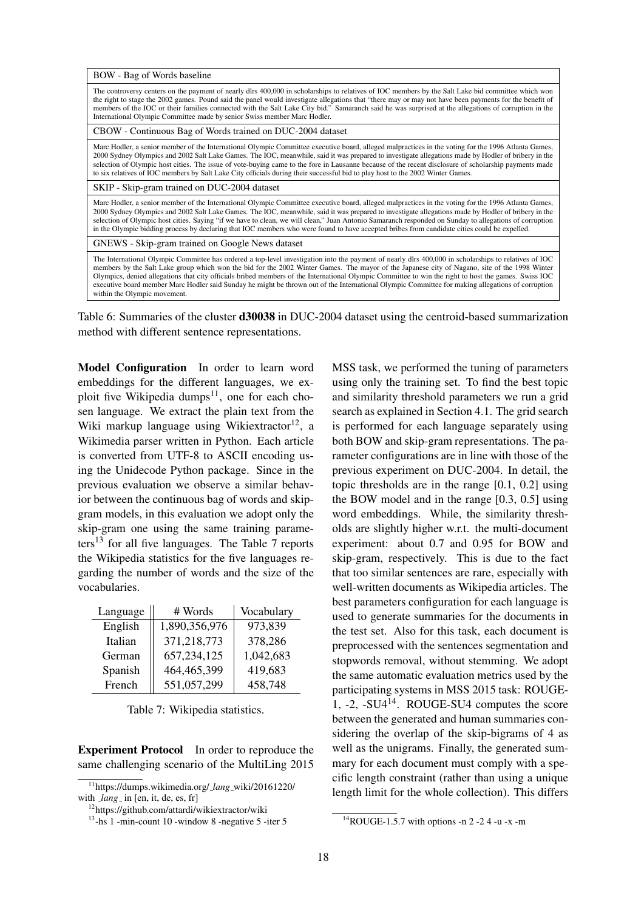| BOW - Bag of Words baseline |
|---|
| The controversy centers on the payment of nearly dlrs 400,000 in scholarships to relatives of IOC members by the Salt Lake bid committee which won the right to stage the 2002 games. Pound said the panel would investigate allegations that "there may or may not have been payments for the benefit of members of the IOC or their families connected with the Salt Lake City bid." Samaranch said he was surprised at the allegations of corruption in the International Olympic Committee made by senior Swiss member Marc Hodler. |
| CBOW - Continuous Bag of Words trained on DUC-2004 dataset |
| Marc Hodler, a senior member of the International Olympic Committee executive board, alleged malpractices in the voting for the 1996 Atlanta Games, 2000 Sydney Olympics and 2002 Salt Lake Games. The IOC, meanwhile, said it was prepared to investigate allegations made by Hodler of bribery in the selection of Olympic host cities. The issue of vote-buying came to the fore in Lausanne because of the recent disclosure of scholarship payments made to six relatives of IOC members by Salt Lake City officials during their successful bid to play host to the 2002 Winter Games. |
| SKIP - Skip-gram trained on DUC-2004 dataset |
| Marc Hodler, a senior member of the International Olympic Committee executive board, alleged malpractices in the voting for the 1996 Atlanta Games, 2000 Sydney Olympics and 2002 Salt Lake Games. The IOC, meanwhile, said it was prepared to investigate allegations made by Hodler of bribery in the selection of Olympic host cities. Saying "if we have to clean, we will clean," Juan Antonio Samaranch responded on Sunday to allegations of corruption in the Olympic bidding process by declaring that IOC members who were found to have accepted bribes from candidate cities could be expelled. |
| GNEWS - Skip-gram trained on Google News dataset |
| The International Olympic Committee has ordered a top-level investigation into the payment of nearly dlrs 400,000 in scholarships to relatives of IOC members by the Salt Lake group which won the bid for the 2002 Winter Games. The mayor of the Japanese city of Nagano, site of the 1998 Winter Olympics, denied allegations that city officials bribed members of the International Olympic Committee to win the right to host the games. Swiss IOC executive board member Marc Hodler said Sunday he might be thrown out of the International Olympic Committee for making allegations of corruption within the Olympic movement. |

Table 6: Summaries of the cluster **d30038** in DUC-2004 dataset using the centroid-based summarization method with different sentence representations.

**Model Configuration** In order to learn word embeddings for the different languages, we exploit five Wikipedia dumps[11], one for each chosen language. We extract the plain text from the Wiki markup language using Wikiextractor[12], a Wikimedia parser written in Python. Each article is converted from UTF-8 to ASCII encoding using the Unidecode Python package. Since in the previous evaluation we observe a similar behavior between the continuous bag of words and skip-gram models, in this evaluation we adopt only the skip-gram one using the same training parameters[13] for all five languages. The Table 7 reports the Wikipedia statistics for the five languages regarding the number of words and the size of the vocabularies.

| Language | # Words | Vocabulary |
|---|---|---|
| English | 1,890,356,976 | 973,839 |
| Italian | 371,218,773 | 378,286 |
| German | 657,234,125 | 1,042,683 |
| Spanish | 464,465,399 | 419,683 |
| French | 551,057,299 | 458,748 |

Table 7: Wikipedia statistics.

**Experiment Protocol** In order to reproduce the same challenging scenario of the MultiLing 2015 MSS task, we performed the tuning of parameters using only the training set. To find the best topic and similarity threshold parameters we run a grid search as explained in Section 4.1. The grid search is performed for each language separately using both BOW and skip-gram representations. The parameter configurations are in line with those of the previous experiment on DUC-2004. In detail, the topic thresholds are in the range [0.1, 0.2] using the BOW model and in the range [0.3, 0.5] using word embeddings. While, the similarity thresholds are slightly higher w.r.t. the multi-document experiment: about 0.7 and 0.95 for BOW and skip-gram, respectively. This is due to the fact that too similar sentences are rare, especially with well-written documents as Wikipedia articles. The best parameters configuration for each language is used to generate summaries for the documents in the test set. Also for this task, each document is preprocessed with the sentences segmentation and stopwords removal, without stemming. We adopt the same automatic evaluation metrics used by the participating systems in MSS 2015 task: ROUGE-1, -2, -SU4[14]. ROUGE-SU4 computes the score between the generated and human summaries considering the overlap of the skip-bigrams of 4 as well as the unigrams. Finally, the generated summary for each document must comply with a specific length constraint (rather than using a unique length limit for the whole collection). This differs

[11] https://dumps.wikimedia.org/_lang_wiki/20161220/ with _lang_ in [en, it, de, es, fr]

[12] https://github.com/attardi/wikiextractor/wiki

[13] -hs 1 -min-count 10 -window 8 -negative 5 -iter 5

[14] ROUGE-1.5.7 with options -n 2 -2 4 -u -x -m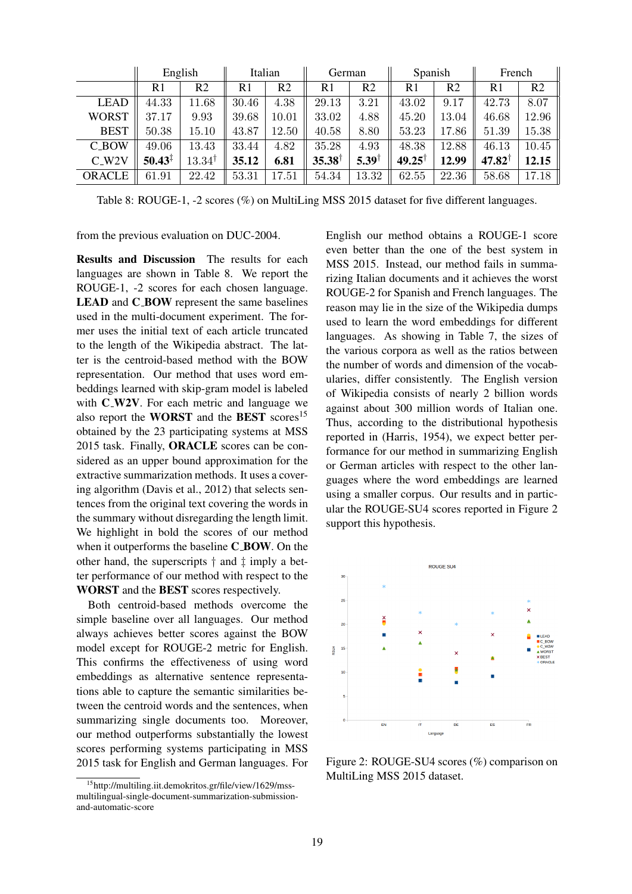| | English | | Italian | | German | | Spanish | | French | |
|---|---|---|---|---|---|---|---|---|---|---|
| | R1 | R2 | R1 | R2 | R1 | R2 | R1 | R2 | R1 | R2 |
| LEAD | 44.33 | 11.68 | 30.46 | 4.38 | 29.13 | 3.21 | 43.02 | 9.17 | 42.73 | 8.07 |
| WORST | 37.17 | 9.93 | 39.68 | 10.01 | 33.02 | 4.88 | 45.20 | 13.04 | 46.68 | 12.96 |
| BEST | 50.38 | 15.10 | 43.87 | 12.50 | 40.58 | 8.80 | 53.23 | 17.86 | 51.39 | 15.38 |
| C_BOW | 49.06 | 13.43 | 33.44 | 4.82 | 35.28 | 4.93 | 48.38 | 12.88 | 46.13 | 10.45 |
| C_W2V | **50.43**‡ | 13.34† | **35.12** | **6.81** | **35.38**† | **5.39**† | **49.25**† | **12.99** | **47.82**† | **12.15** |
| ORACLE | 61.91 | 22.42 | 53.31 | 17.51 | 54.34 | 13.32 | 62.55 | 22.36 | 58.68 | 17.18 |

Table 8: ROUGE-1, -2 scores (%) on MultiLing MSS 2015 dataset for five different languages.

from the previous evaluation on DUC-2004.

**Results and Discussion** The results for each languages are shown in Table 8. We report the ROUGE-1, -2 scores for each chosen language. **LEAD** and **C_BOW** represent the same baselines used in the multi-document experiment. The former uses the initial text of each article truncated to the length of the Wikipedia abstract. The latter is the centroid-based method with the BOW representation. Our method that uses word embeddings learned with skip-gram model is labeled with **C_W2V**. For each metric and language we also report the **WORST** and the **BEST** scores[15] obtained by the 23 participating systems at MSS 2015 task. Finally, **ORACLE** scores can be considered as an upper bound approximation for the extractive summarization methods. It uses a covering algorithm (Davis et al., 2012) that selects sentences from the original text covering the words in the summary without disregarding the length limit. We highlight in bold the scores of our method when it outperforms the baseline **C_BOW**. On the other hand, the superscripts † and ‡ imply a better performance of our method with respect to the **WORST** and the **BEST** scores respectively.

Both centroid-based methods overcome the simple baseline over all languages. Our method always achieves better scores against the BOW model except for ROUGE-2 metric for English. This confirms the effectiveness of using word embeddings as alternative sentence representations able to capture the semantic similarities between the centroid words and the sentences, when summarizing single documents too. Moreover, our method outperforms substantially the lowest scores performing systems participating in MSS 2015 task for English and German languages. For English our method obtains a ROUGE-1 score even better than the one of the best system in MSS 2015. Instead, our method fails in summarizing Italian documents and it achieves the worst ROUGE-2 for Spanish and French languages. The reason may lie in the size of the Wikipedia dumps used to learn the word embeddings for different languages. As showing in Table 7, the sizes of the various corpora as well as the ratios between the number of words and dimension of the vocabularies, differ consistently. The English version of Wikipedia consists of nearly 2 billion words against about 300 million words of Italian one. Thus, according to the distributional hypothesis reported in (Harris, 1954), we expect better performance for our method in summarizing English or German articles with respect to the other languages where the word embeddings are learned using a smaller corpus. Our results and in particular the ROUGE-SU4 scores reported in Figure 2 support this hypothesis.

Figure 2: ROUGE-SU4 scores (%) comparison on MultiLing MSS 2015 dataset.

[15] http://multiling.iit.demokritos.gr/file/view/1629/mss-multilingual-single-document-summarization-submission-and-automatic-score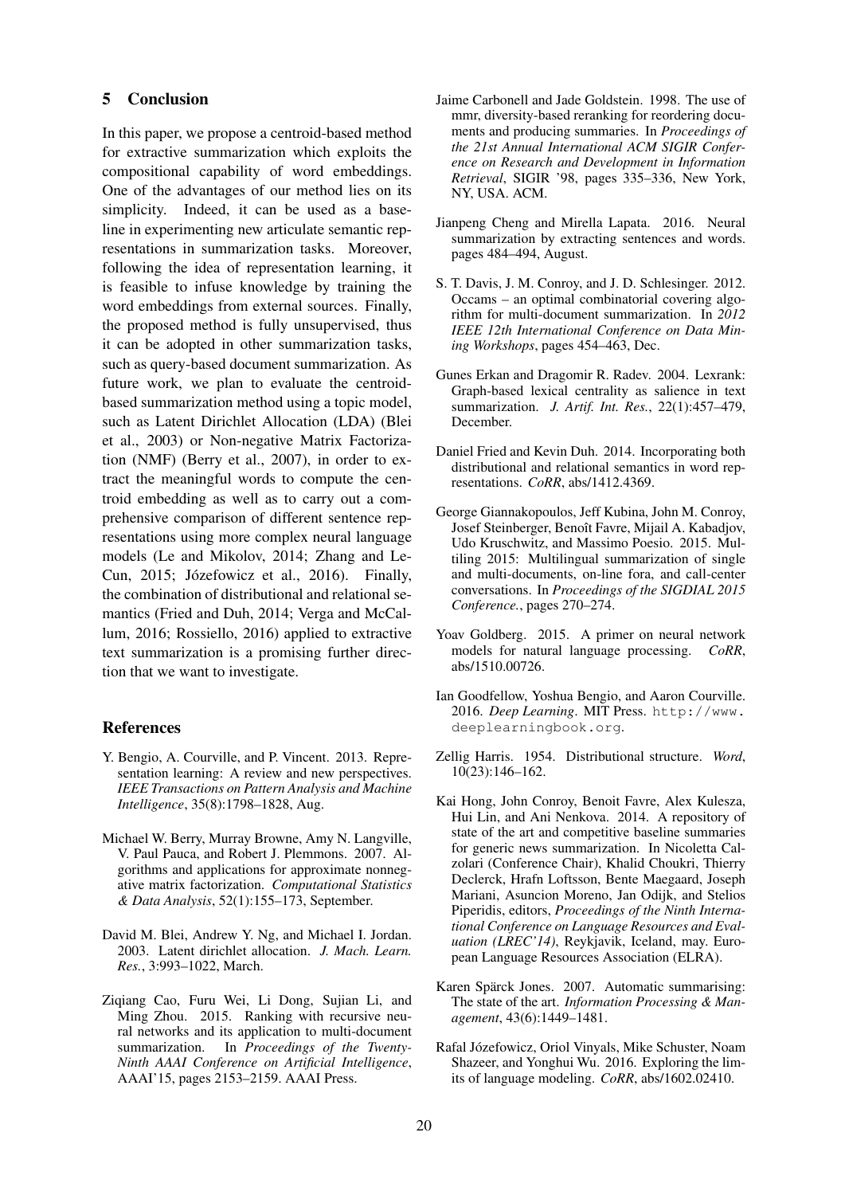## 5 Conclusion

In this paper, we propose a centroid-based method for extractive summarization which exploits the compositional capability of word embeddings. One of the advantages of our method lies on its simplicity. Indeed, it can be used as a baseline in experimenting new articulate semantic representations in summarization tasks. Moreover, following the idea of representation learning, it is feasible to infuse knowledge by training the word embeddings from external sources. Finally, the proposed method is fully unsupervised, thus it can be adopted in other summarization tasks, such as query-based document summarization. As future work, we plan to evaluate the centroid-based summarization method using a topic model, such as Latent Dirichlet Allocation (LDA) (Blei et al., 2003) or Non-negative Matrix Factorization (NMF) (Berry et al., 2007), in order to extract the meaningful words to compute the centroid embedding as well as to carry out a comprehensive comparison of different sentence representations using more complex neural language models (Le and Mikolov, 2014; Zhang and LeCun, 2015; Józefowicz et al., 2016). Finally, the combination of distributional and relational semantics (Fried and Duh, 2014; Verga and McCallum, 2016; Rossiello, 2016) applied to extractive text summarization is a promising further direction that we want to investigate.

## References

Y. Bengio, A. Courville, and P. Vincent. 2013. Representation learning: A review and new perspectives. *IEEE Transactions on Pattern Analysis and Machine Intelligence*, 35(8):1798–1828, Aug.

Michael W. Berry, Murray Browne, Amy N. Langville, V. Paul Pauca, and Robert J. Plemmons. 2007. Algorithms and applications for approximate nonnegative matrix factorization. *Computational Statistics & Data Analysis*, 52(1):155–173, September.

David M. Blei, Andrew Y. Ng, and Michael I. Jordan. 2003. Latent dirichlet allocation. *J. Mach. Learn. Res.*, 3:993–1022, March.

Ziqiang Cao, Furu Wei, Li Dong, Sujian Li, and Ming Zhou. 2015. Ranking with recursive neural networks and its application to multi-document summarization. In *Proceedings of the Twenty-Ninth AAAI Conference on Artificial Intelligence*, AAAI'15, pages 2153–2159. AAAI Press.

Jaime Carbonell and Jade Goldstein. 1998. The use of mmr, diversity-based reranking for reordering documents and producing summaries. In *Proceedings of the 21st Annual International ACM SIGIR Conference on Research and Development in Information Retrieval*, SIGIR '98, pages 335–336, New York, NY, USA. ACM.

Jianpeng Cheng and Mirella Lapata. 2016. Neural summarization by extracting sentences and words. pages 484–494, August.

S. T. Davis, J. M. Conroy, and J. D. Schlesinger. 2012. Occams – an optimal combinatorial covering algorithm for multi-document summarization. In *2012 IEEE 12th International Conference on Data Mining Workshops*, pages 454–463, Dec.

Gunes Erkan and Dragomir R. Radev. 2004. Lexrank: Graph-based lexical centrality as salience in text summarization. *J. Artif. Int. Res.*, 22(1):457–479, December.

Daniel Fried and Kevin Duh. 2014. Incorporating both distributional and relational semantics in word representations. *CoRR*, abs/1412.4369.

George Giannakopoulos, Jeff Kubina, John M. Conroy, Josef Steinberger, Benoît Favre, Mijail A. Kabadjov, Udo Kruschwitz, and Massimo Poesio. 2015. Multiling 2015: Multilingual summarization of single and multi-documents, on-line fora, and call-center conversations. In *Proceedings of the SIGDIAL 2015 Conference.*, pages 270–274.

Yoav Goldberg. 2015. A primer on neural network models for natural language processing. *CoRR*, abs/1510.00726.

Ian Goodfellow, Yoshua Bengio, and Aaron Courville. 2016. *Deep Learning*. MIT Press. http://www.deeplearningbook.org.

Zellig Harris. 1954. Distributional structure. *Word*, 10(23):146–162.

Kai Hong, John Conroy, Benoit Favre, Alex Kulesza, Hui Lin, and Ani Nenkova. 2014. A repository of state of the art and competitive baseline summaries for generic news summarization. In Nicoletta Calzolari (Conference Chair), Khalid Choukri, Thierry Declerck, Hrafn Loftsson, Bente Maegaard, Joseph Mariani, Asuncion Moreno, Jan Odijk, and Stelios Piperidis, editors, *Proceedings of the Ninth International Conference on Language Resources and Evaluation (LREC'14)*, Reykjavik, Iceland, may. European Language Resources Association (ELRA).

Karen Spärck Jones. 2007. Automatic summarising: The state of the art. *Information Processing & Management*, 43(6):1449–1481.

Rafal Józefowicz, Oriol Vinyals, Mike Schuster, Noam Shazeer, and Yonghui Wu. 2016. Exploring the limits of language modeling. *CoRR*, abs/1602.02410.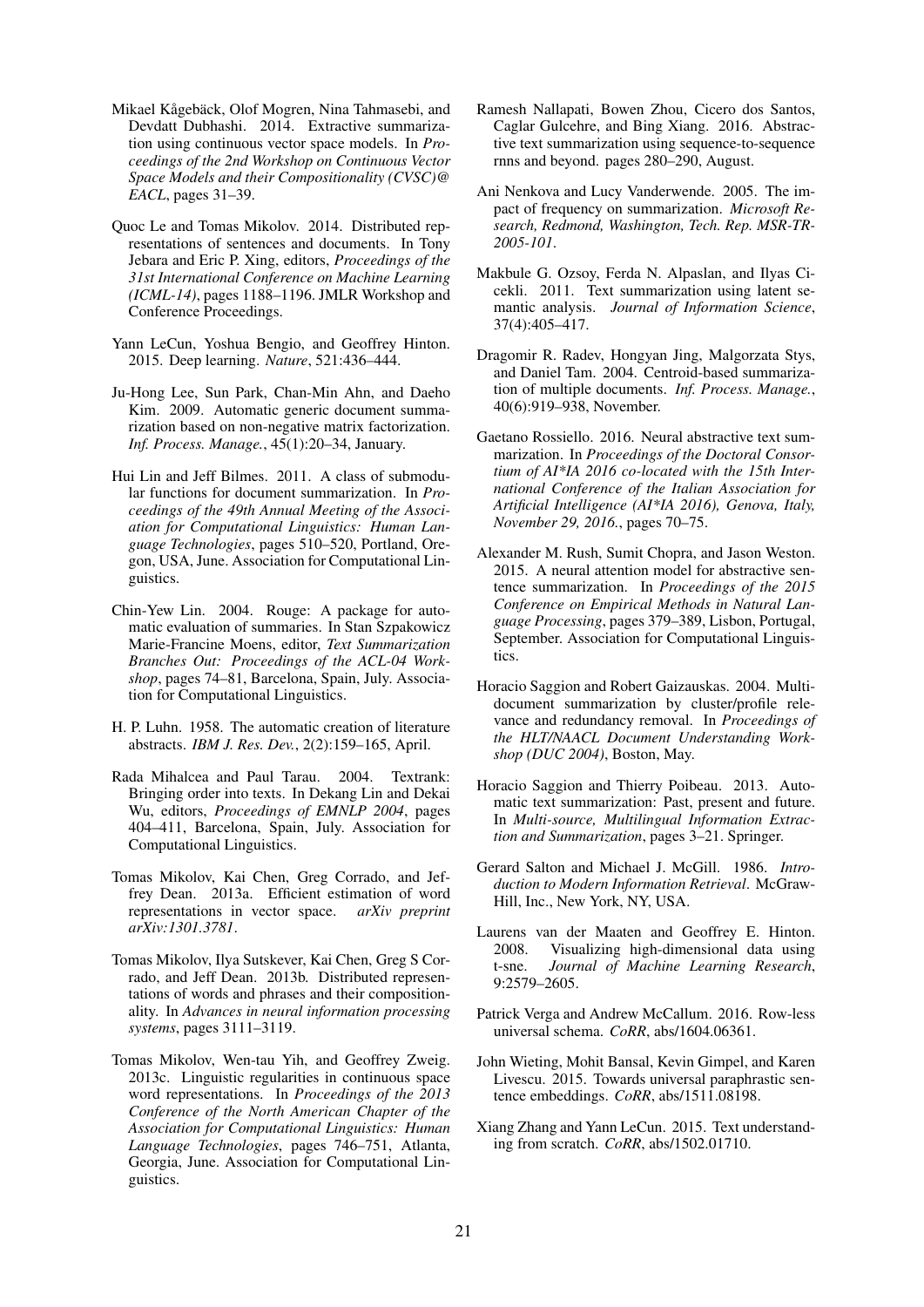Mikael Kågebäck, Olof Mogren, Nina Tahmasebi, and Devdatt Dubhashi. 2014. Extractive summarization using continuous vector space models. In *Proceedings of the 2nd Workshop on Continuous Vector Space Models and their Compositionality (CVSC)@ EACL*, pages 31–39.

Quoc Le and Tomas Mikolov. 2014. Distributed representations of sentences and documents. In Tony Jebara and Eric P. Xing, editors, *Proceedings of the 31st International Conference on Machine Learning (ICML-14)*, pages 1188–1196. JMLR Workshop and Conference Proceedings.

Yann LeCun, Yoshua Bengio, and Geoffrey Hinton. 2015. Deep learning. *Nature*, 521:436–444.

Ju-Hong Lee, Sun Park, Chan-Min Ahn, and Daeho Kim. 2009. Automatic generic document summarization based on non-negative matrix factorization. *Inf. Process. Manage.*, 45(1):20–34, January.

Hui Lin and Jeff Bilmes. 2011. A class of submodular functions for document summarization. In *Proceedings of the 49th Annual Meeting of the Association for Computational Linguistics: Human Language Technologies*, pages 510–520, Portland, Oregon, USA, June. Association for Computational Linguistics.

Chin-Yew Lin. 2004. Rouge: A package for automatic evaluation of summaries. In Stan Szpakowicz Marie-Francine Moens, editor, *Text Summarization Branches Out: Proceedings of the ACL-04 Workshop*, pages 74–81, Barcelona, Spain, July. Association for Computational Linguistics.

H. P. Luhn. 1958. The automatic creation of literature abstracts. *IBM J. Res. Dev.*, 2(2):159–165, April.

Rada Mihalcea and Paul Tarau. 2004. Textrank: Bringing order into texts. In Dekang Lin and Dekai Wu, editors, *Proceedings of EMNLP 2004*, pages 404–411, Barcelona, Spain, July. Association for Computational Linguistics.

Tomas Mikolov, Kai Chen, Greg Corrado, and Jeffrey Dean. 2013a. Efficient estimation of word representations in vector space. *arXiv preprint arXiv:1301.3781*.

Tomas Mikolov, Ilya Sutskever, Kai Chen, Greg S Corrado, and Jeff Dean. 2013b. Distributed representations of words and phrases and their compositionality. In *Advances in neural information processing systems*, pages 3111–3119.

Tomas Mikolov, Wen-tau Yih, and Geoffrey Zweig. 2013c. Linguistic regularities in continuous space word representations. In *Proceedings of the 2013 Conference of the North American Chapter of the Association for Computational Linguistics: Human Language Technologies*, pages 746–751, Atlanta, Georgia, June. Association for Computational Linguistics.

Ramesh Nallapati, Bowen Zhou, Cicero dos Santos, Caglar Gulcehre, and Bing Xiang. 2016. Abstractive text summarization using sequence-to-sequence rnns and beyond. pages 280–290, August.

Ani Nenkova and Lucy Vanderwende. 2005. The impact of frequency on summarization. *Microsoft Research, Redmond, Washington, Tech. Rep. MSR-TR-2005-101*.

Makbule G. Ozsoy, Ferda N. Alpaslan, and Ilyas Cicekli. 2011. Text summarization using latent semantic analysis. *Journal of Information Science*, 37(4):405–417.

Dragomir R. Radev, Hongyan Jing, Malgorzata Stys, and Daniel Tam. 2004. Centroid-based summarization of multiple documents. *Inf. Process. Manage.*, 40(6):919–938, November.

Gaetano Rossiello. 2016. Neural abstractive text summarization. In *Proceedings of the Doctoral Consortium of AI*IA 2016 co-located with the 15th International Conference of the Italian Association for Artificial Intelligence (AI*IA 2016), Genova, Italy, November 29, 2016.*, pages 70–75.

Alexander M. Rush, Sumit Chopra, and Jason Weston. 2015. A neural attention model for abstractive sentence summarization. In *Proceedings of the 2015 Conference on Empirical Methods in Natural Language Processing*, pages 379–389, Lisbon, Portugal, September. Association for Computational Linguistics.

Horacio Saggion and Robert Gaizauskas. 2004. Multi-document summarization by cluster/profile relevance and redundancy removal. In *Proceedings of the HLT/NAACL Document Understanding Workshop (DUC 2004)*, Boston, May.

Horacio Saggion and Thierry Poibeau. 2013. Automatic text summarization: Past, present and future. In *Multi-source, Multilingual Information Extraction and Summarization*, pages 3–21. Springer.

Gerard Salton and Michael J. McGill. 1986. *Introduction to Modern Information Retrieval*. McGraw-Hill, Inc., New York, NY, USA.

Laurens van der Maaten and Geoffrey E. Hinton. 2008. Visualizing high-dimensional data using t-sne. *Journal of Machine Learning Research*, 9:2579–2605.

Patrick Verga and Andrew McCallum. 2016. Row-less universal schema. *CoRR*, abs/1604.06361.

John Wieting, Mohit Bansal, Kevin Gimpel, and Karen Livescu. 2015. Towards universal paraphrastic sentence embeddings. *CoRR*, abs/1511.08198.

Xiang Zhang and Yann LeCun. 2015. Text understanding from scratch. *CoRR*, abs/1502.01710.